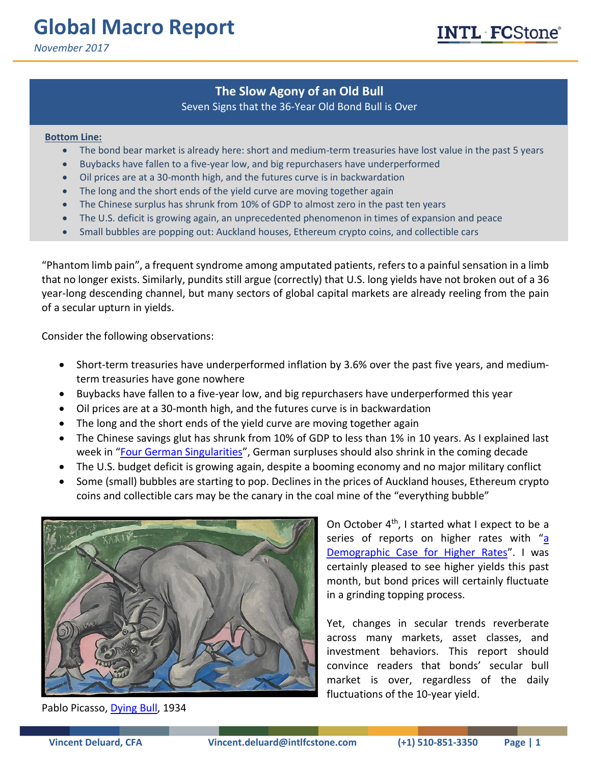# Global Macro Report

*November 2017*

## The Slow Agony of an Old Bull

Seven Signs that the 36-Year Old Bond Bull is Over

**Bottom Line:**

- The bond bear market is already here: short and medium-term treasuries have lost value in the past 5 years
- Buybacks have fallen to a five-year low, and big repurchasers have underperformed
- Oil prices are at a 30-month high, and the futures curve is in backwardation
- The long and the short ends of the yield curve are moving together again
- The Chinese surplus has shrunk from 10% of GDP to almost zero in the past ten years
- The U.S. deficit is growing again, an unprecedented phenomenon in times of expansion and peace
- Small bubbles are popping out: Auckland houses, Ethereum crypto coins, and collectible cars

"Phantom limb pain", a frequent syndrome among amputated patients, refers to a painful sensation in a limb that no longer exists. Similarly, pundits still argue (correctly) that U.S. long yields have not broken out of a 36 year-long descending channel, but many sectors of global capital markets are already reeling from the pain of a secular upturn in yields.

Consider the following observations:

- Short-term treasuries have underperformed inflation by 3.6% over the past five years, and medium-term treasuries have gone nowhere
- Buybacks have fallen to a five-year low, and big repurchasers have underperformed this year
- Oil prices are at a 30-month high, and the futures curve is in backwardation
- The long and the short ends of the yield curve are moving together again
- The Chinese savings glut has shrunk from 10% of GDP to less than 1% in 10 years. As I explained last week in "Four German Singularities", German surpluses should also shrink in the coming decade
- The U.S. budget deficit is growing again, despite a booming economy and no major military conflict
- Some (small) bubbles are starting to pop. Declines in the prices of Auckland houses, Ethereum crypto coins and collectible cars may be the canary in the coal mine of the "everything bubble"

Pablo Picasso, Dying Bull, 1934

On October 4th, I started what I expect to be a series of reports on higher rates with "a Demographic Case for Higher Rates". I was certainly pleased to see higher yields this past month, but bond prices will certainly fluctuate in a grinding topping process.

Yet, changes in secular trends reverberate across many markets, asset classes, and investment behaviors. This report should convince readers that bonds' secular bull market is over, regardless of the daily fluctuations of the 10-year yield.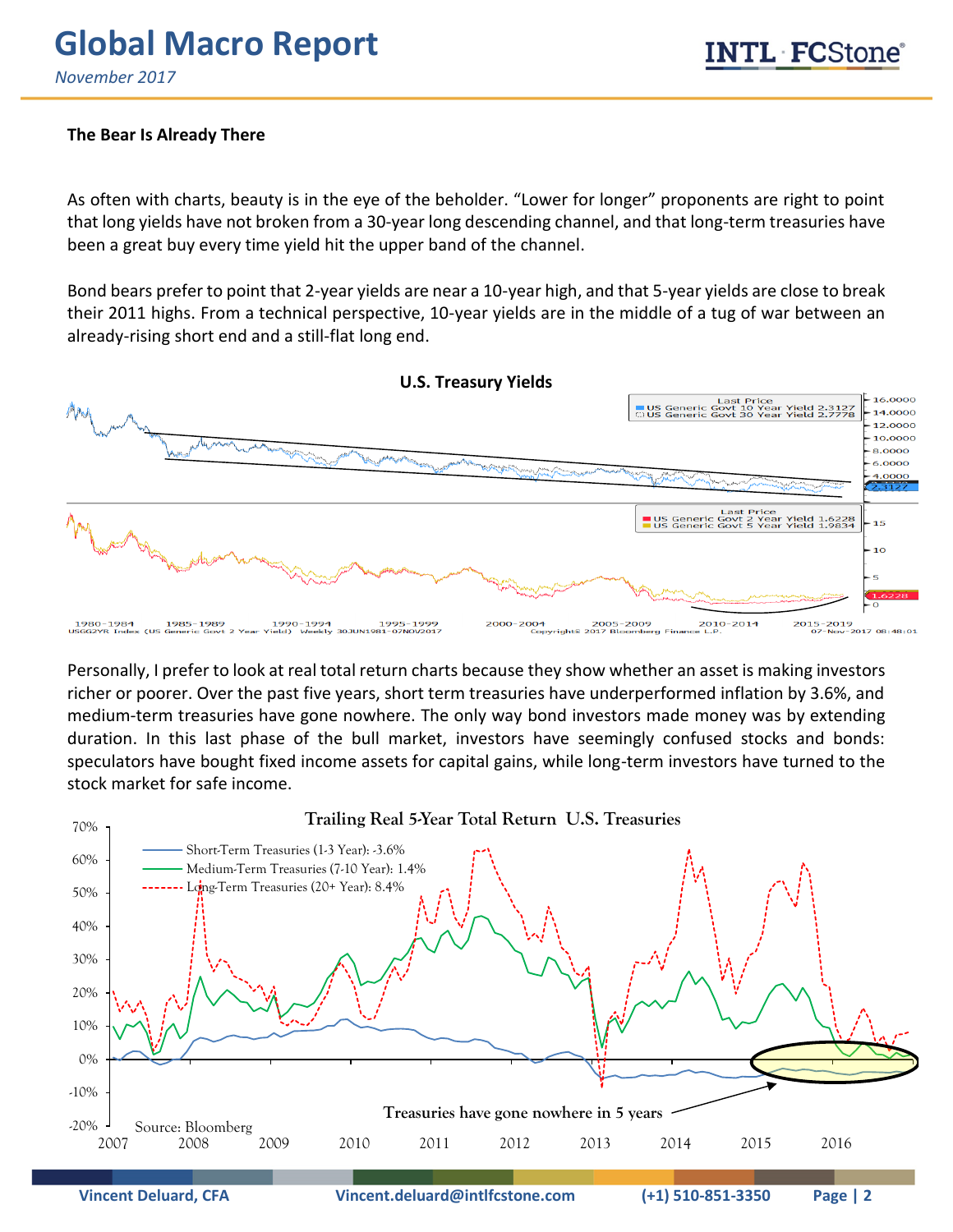**The Bear Is Already There**

As often with charts, beauty is in the eye of the beholder. "Lower for longer" proponents are right to point that long yields have not broken from a 30-year long descending channel, and that long-term treasuries have been a great buy every time yield hit the upper band of the channel.

Bond bears prefer to point that 2-year yields are near a 10-year high, and that 5-year yields are close to break their 2011 highs. From a technical perspective, 10-year yields are in the middle of a tug of war between an already-rising short end and a still-flat long end.

**U.S. Treasury Yields**

Personally, I prefer to look at real total return charts because they show whether an asset is making investors richer or poorer. Over the past five years, short term treasuries have underperformed inflation by 3.6%, and medium-term treasuries have gone nowhere. The only way bond investors made money was by extending duration. In this last phase of the bull market, investors have seemingly confused stocks and bonds: speculators have bought fixed income assets for capital gains, while long-term investors have turned to the stock market for safe income.

**Trailing Real 5-Year Total Return U.S. Treasuries**

Source: Bloomberg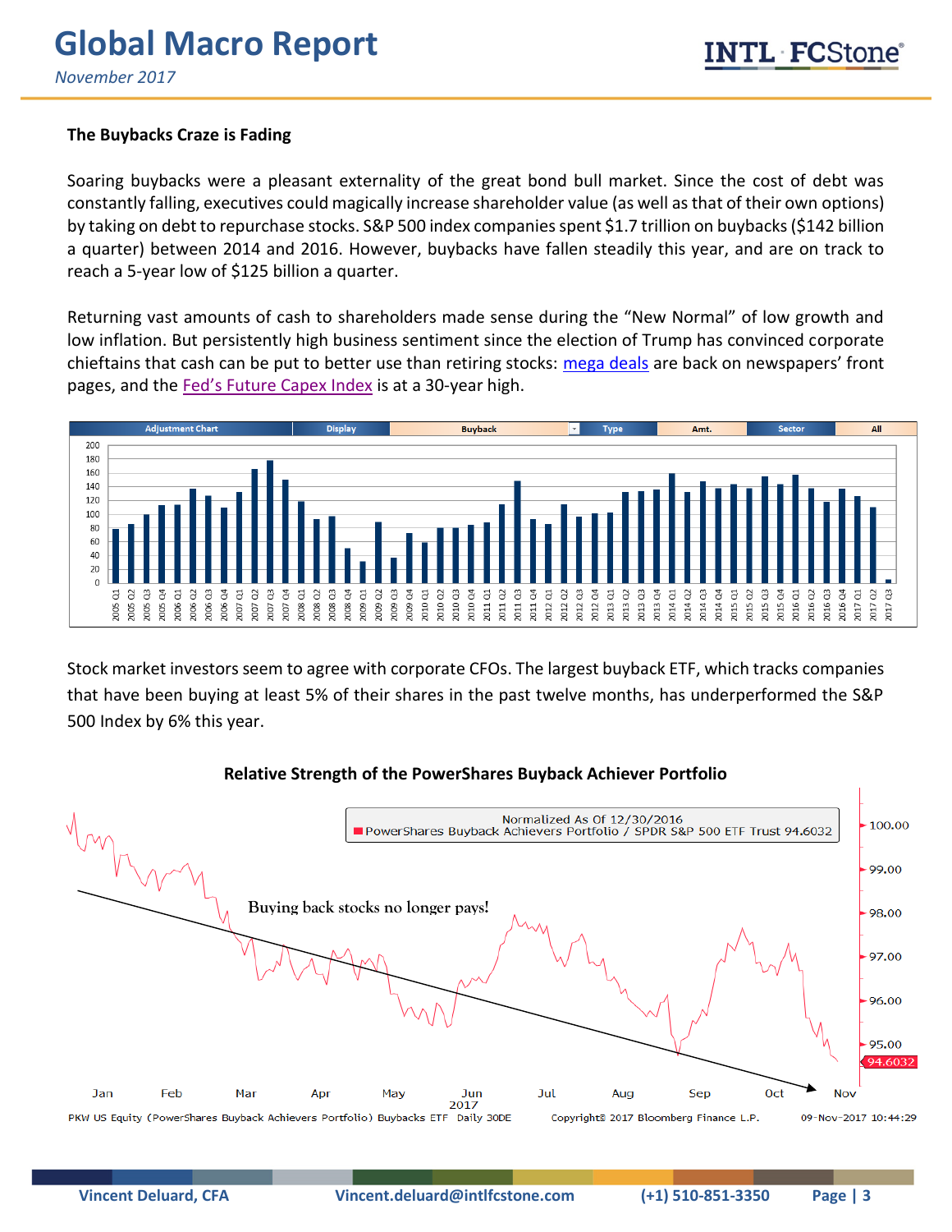### The Buybacks Craze is Fading

Soaring buybacks were a pleasant externality of the great bond bull market. Since the cost of debt was constantly falling, executives could magically increase shareholder value (as well as that of their own options) by taking on debt to repurchase stocks. S&P 500 index companies spent $1.7 trillion on buybacks ($142 billion a quarter) between 2014 and 2016. However, buybacks have fallen steadily this year, and are on track to reach a 5-year low of $125 billion a quarter.

Returning vast amounts of cash to shareholders made sense during the "New Normal" of low growth and low inflation. But persistently high business sentiment since the election of Trump has convinced corporate chieftains that cash can be put to better use than retiring stocks: mega deals are back on newspapers' front pages, and the Fed's Future Capex Index is at a 30-year high.

Stock market investors seem to agree with corporate CFOs. The largest buyback ETF, which tracks companies that have been buying at least 5% of their shares in the past twelve months, has underperformed the S&P 500 Index by 6% this year.

**Relative Strength of the PowerShares Buyback Achiever Portfolio**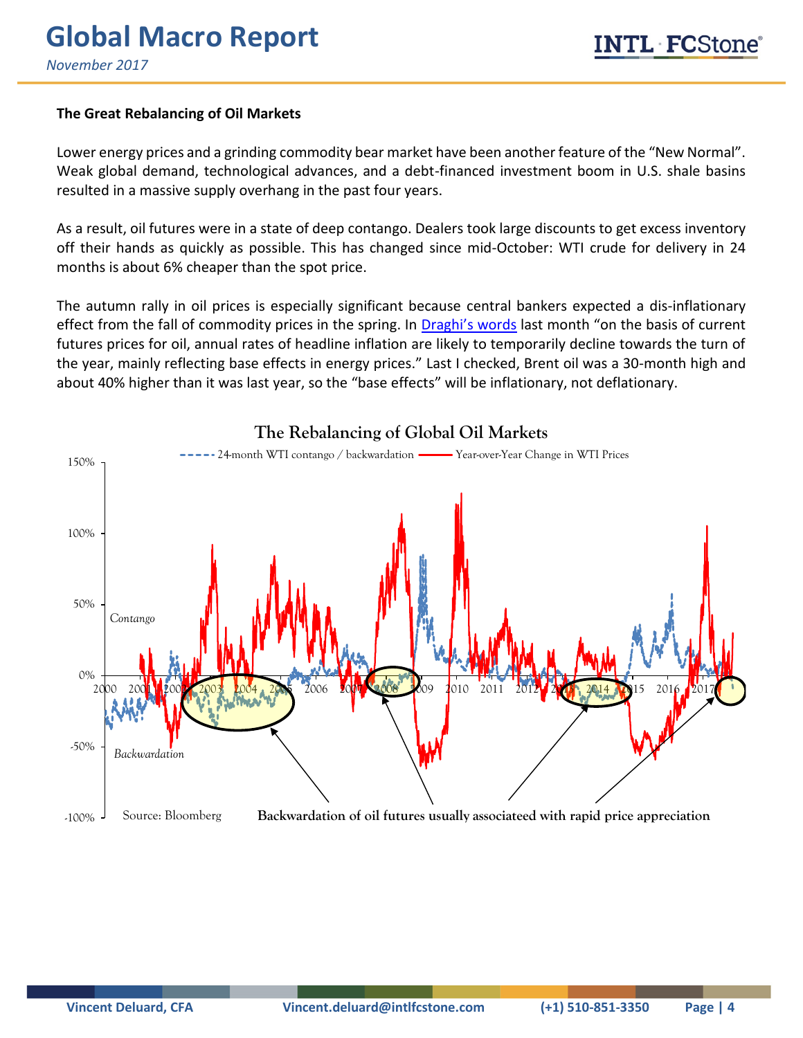### The Great Rebalancing of Oil Markets

Lower energy prices and a grinding commodity bear market have been another feature of the "New Normal". Weak global demand, technological advances, and a debt-financed investment boom in U.S. shale basins resulted in a massive supply overhang in the past four years.

As a result, oil futures were in a state of deep contango. Dealers took large discounts to get excess inventory off their hands as quickly as possible. This has changed since mid-October: WTI crude for delivery in 24 months is about 6% cheaper than the spot price.

The autumn rally in oil prices is especially significant because central bankers expected a dis-inflationary effect from the fall of commodity prices in the spring. In [Draghi's words] last month "on the basis of current futures prices for oil, annual rates of headline inflation are likely to temporarily decline towards the turn of the year, mainly reflecting base effects in energy prices." Last I checked, Brent oil was a 30-month high and about 40% higher than it was last year, so the "base effects" will be inflationary, not deflationary.

**The Rebalancing of Global Oil Markets**

Legend: 24-month WTI contango / backwardation; Year-over-Year Change in WTI Prices

Y-axis: -100% to 150% (Contango above 0%, Backwardation below 0%); X-axis: 2000–2017

Source: Bloomberg

**Backwardation of oil futures usually associateed with rapid price appreciation**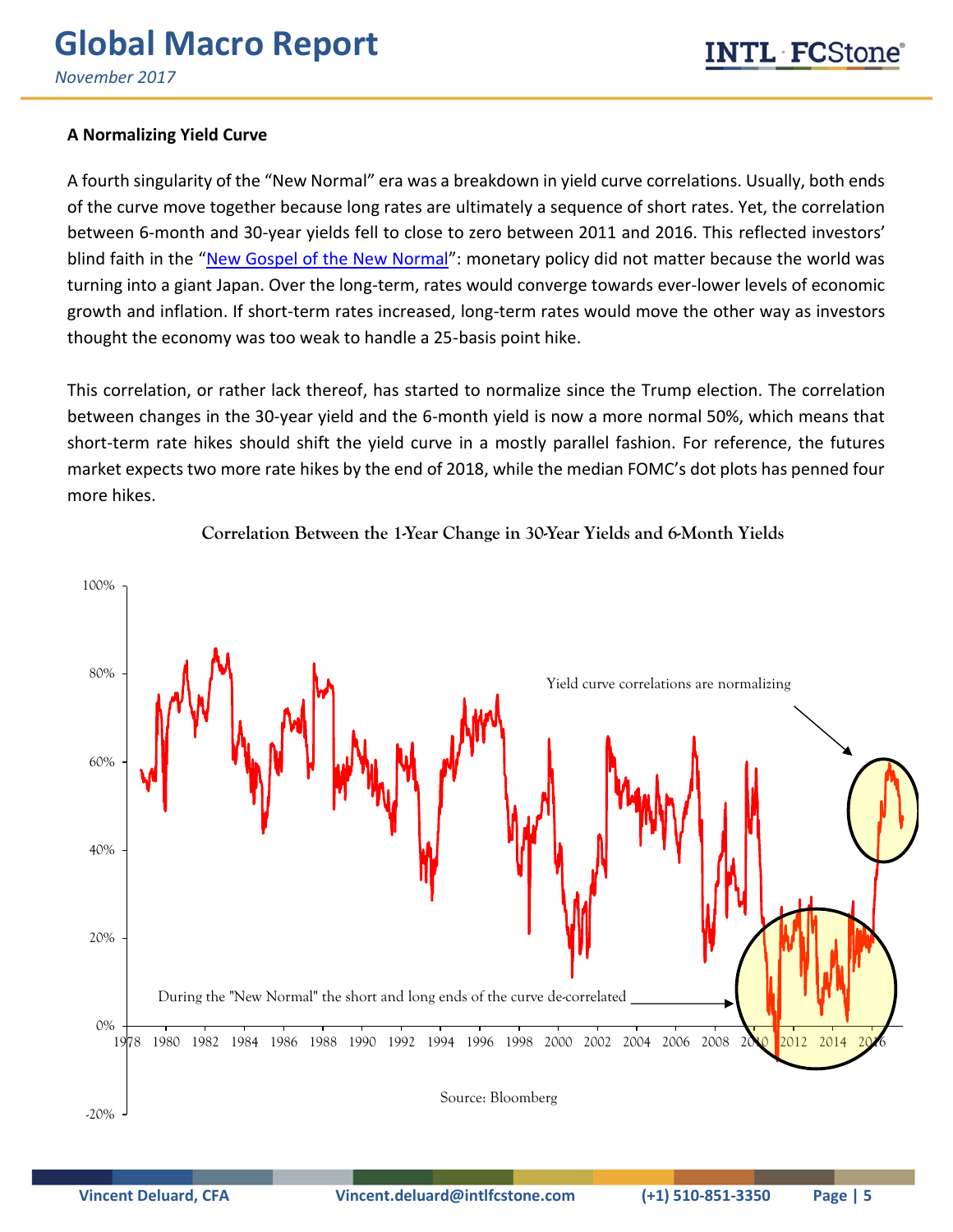### A Normalizing Yield Curve

A fourth singularity of the "New Normal" era was a breakdown in yield curve correlations. Usually, both ends of the curve move together because long rates are ultimately a sequence of short rates. Yet, the correlation between 6-month and 30-year yields fell to close to zero between 2011 and 2016. This reflected investors' blind faith in the "[New Gospel of the New Normal]": monetary policy did not matter because the world was turning into a giant Japan. Over the long-term, rates would converge towards ever-lower levels of economic growth and inflation. If short-term rates increased, long-term rates would move the other way as investors thought the economy was too weak to handle a 25-basis point hike.

This correlation, or rather lack thereof, has started to normalize since the Trump election. The correlation between changes in the 30-year yield and the 6-month yield is now a more normal 50%, which means that short-term rate hikes should shift the yield curve in a mostly parallel fashion. For reference, the futures market expects two more rate hikes by the end of 2018, while the median FOMC's dot plots has penned four more hikes.

**Correlation Between the 1-Year Change in 30-Year Yields and 6-Month Yields**

Yield curve correlations are normalizing

During the "New Normal" the short and long ends of the curve de-correlated

Source: Bloomberg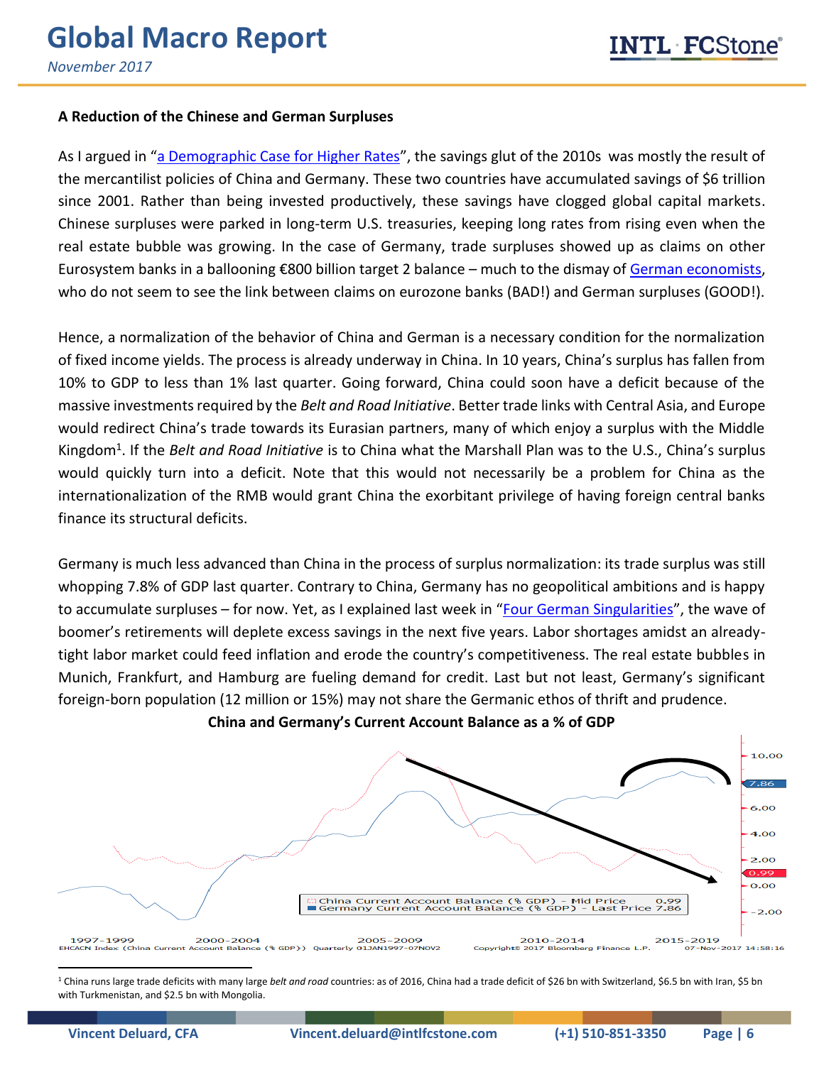**A Reduction of the Chinese and German Surpluses**

As I argued in "[a Demographic Case for Higher Rates](#)", the savings glut of the 2010s was mostly the result of the mercantilist policies of China and Germany. These two countries have accumulated savings of $6 trillion since 2001. Rather than being invested productively, these savings have clogged global capital markets. Chinese surpluses were parked in long-term U.S. treasuries, keeping long rates from rising even when the real estate bubble was growing. In the case of Germany, trade surpluses showed up as claims on other Eurosystem banks in a ballooning €800 billion target 2 balance – much to the dismay of [German economists](#), who do not seem to see the link between claims on eurozone banks (BAD!) and German surpluses (GOOD!).

Hence, a normalization of the behavior of China and German is a necessary condition for the normalization of fixed income yields. The process is already underway in China. In 10 years, China's surplus has fallen from 10% to GDP to less than 1% last quarter. Going forward, China could soon have a deficit because of the massive investments required by the *Belt and Road Initiative*. Better trade links with Central Asia, and Europe would redirect China's trade towards its Eurasian partners, many of which enjoy a surplus with the Middle Kingdom[1]. If the *Belt and Road Initiative* is to China what the Marshall Plan was to the U.S., China's surplus would quickly turn into a deficit. Note that this would not necessarily be a problem for China as the internationalization of the RMB would grant China the exorbitant privilege of having foreign central banks finance its structural deficits.

Germany is much less advanced than China in the process of surplus normalization: its trade surplus was still whopping 7.8% of GDP last quarter. Contrary to China, Germany has no geopolitical ambitions and is happy to accumulate surpluses – for now. Yet, as I explained last week in "[Four German Singularities](#)", the wave of boomer's retirements will deplete excess savings in the next five years. Labor shortages amidst an already-tight labor market could feed inflation and erode the country's competitiveness. The real estate bubbles in Munich, Frankfurt, and Hamburg are fueling demand for credit. Last but not least, Germany's significant foreign-born population (12 million or 15%) may not share the Germanic ethos of thrift and prudence.

**China and Germany's Current Account Balance as a % of GDP**

[1] China runs large trade deficits with many large *belt and road* countries: as of 2016, China had a trade deficit of $26 bn with Switzerland, $6.5 bn with Iran, $5 bn with Turkmenistan, and $2.5 bn with Mongolia.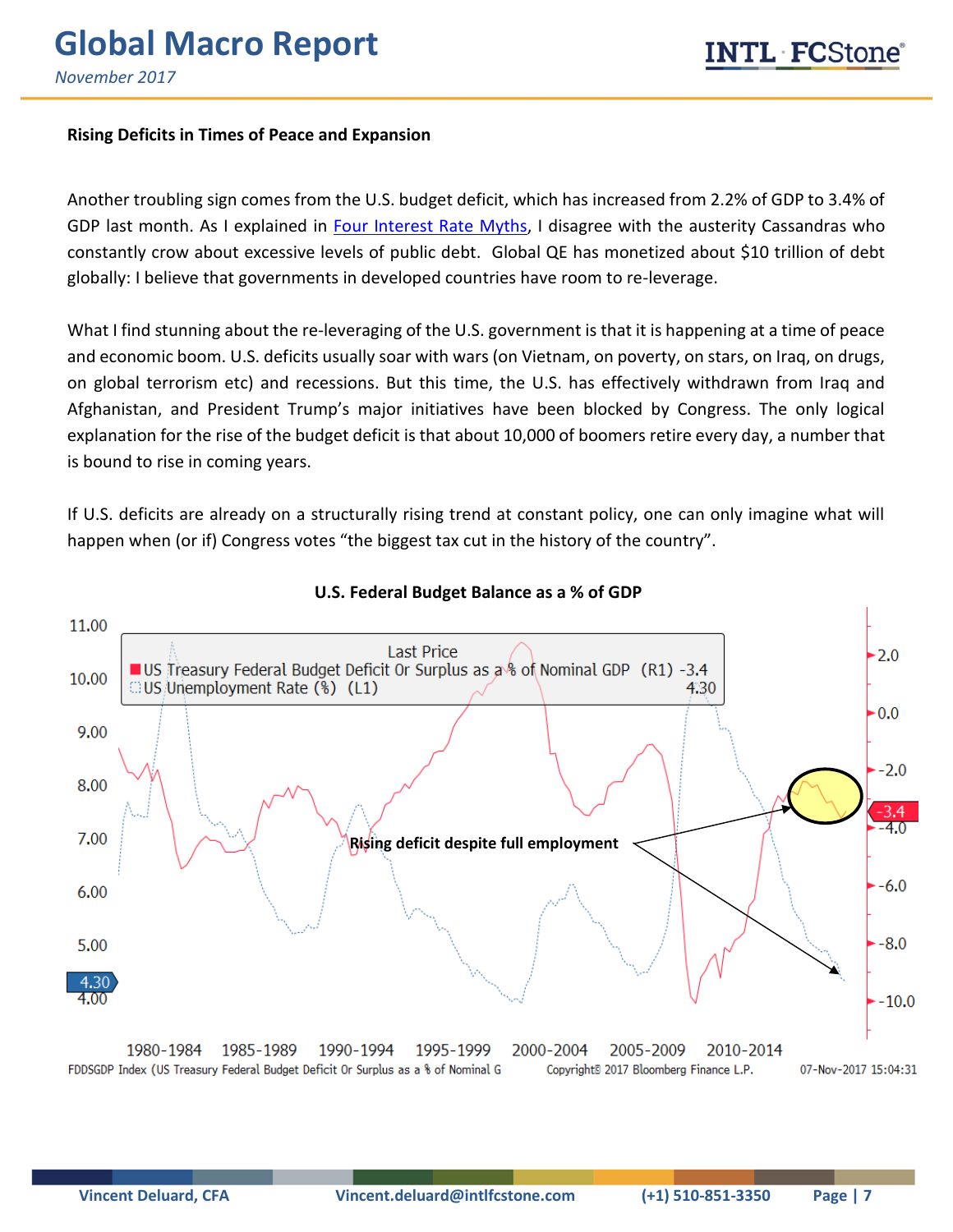**Rising Deficits in Times of Peace and Expansion**

Another troubling sign comes from the U.S. budget deficit, which has increased from 2.2% of GDP to 3.4% of GDP last month. As I explained in [Four Interest Rate Myths](), I disagree with the austerity Cassandras who constantly crow about excessive levels of public debt. Global QE has monetized about $10 trillion of debt globally: I believe that governments in developed countries have room to re-leverage.

What I find stunning about the re-leveraging of the U.S. government is that it is happening at a time of peace and economic boom. U.S. deficits usually soar with wars (on Vietnam, on poverty, on stars, on Iraq, on drugs, on global terrorism etc) and recessions. But this time, the U.S. has effectively withdrawn from Iraq and Afghanistan, and President Trump's major initiatives have been blocked by Congress. The only logical explanation for the rise of the budget deficit is that about 10,000 of boomers retire every day, a number that is bound to rise in coming years.

If U.S. deficits are already on a structurally rising trend at constant policy, one can only imagine what will happen when (or if) Congress votes "the biggest tax cut in the history of the country".

**U.S. Federal Budget Balance as a % of GDP**

Last Price
US Treasury Federal Budget Deficit Or Surplus as a % of Nominal GDP (R1) -3.4
US Unemployment Rate (%) (L1) 4.30

Rising deficit despite full employment

FDDSGDP Index (US Treasury Federal Budget Deficit Or Surplus as a % of Nominal G Copyright© 2017 Bloomberg Finance L.P. 07-Nov-2017 15:04:31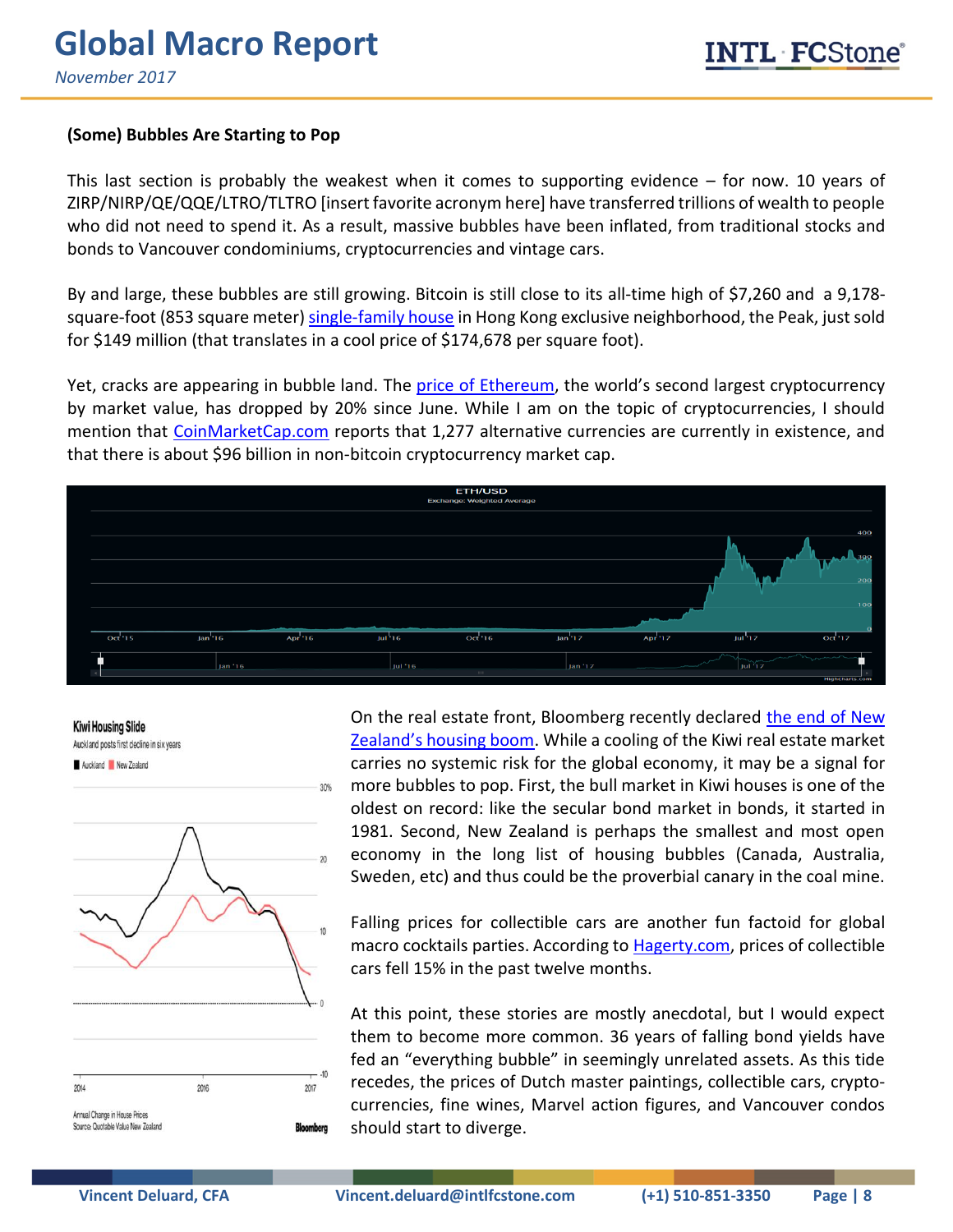**(Some) Bubbles Are Starting to Pop**

This last section is probably the weakest when it comes to supporting evidence – for now. 10 years of ZIRP/NIRP/QE/QQE/LTRO/TLTRO [insert favorite acronym here] have transferred trillions of wealth to people who did not need to spend it. As a result, massive bubbles have been inflated, from traditional stocks and bonds to Vancouver condominiums, cryptocurrencies and vintage cars.

By and large, these bubbles are still growing. Bitcoin is still close to its all-time high of $7,260 and a 9,178-square-foot (853 square meter) single-family house in Hong Kong exclusive neighborhood, the Peak, just sold for $149 million (that translates in a cool price of $174,678 per square foot).

Yet, cracks are appearing in bubble land. The price of Ethereum, the world's second largest cryptocurrency by market value, has dropped by 20% since June. While I am on the topic of cryptocurrencies, I should mention that CoinMarketCap.com reports that 1,277 alternative currencies are currently in existence, and that there is about $96 billion in non-bitcoin cryptocurrency market cap.

On the real estate front, Bloomberg recently declared the end of New Zealand's housing boom. While a cooling of the Kiwi real estate market carries no systemic risk for the global economy, it may be a signal for more bubbles to pop. First, the bull market in Kiwi houses is one of the oldest on record: like the secular bond market in bonds, it started in 1981. Second, New Zealand is perhaps the smallest and most open economy in the long list of housing bubbles (Canada, Australia, Sweden, etc) and thus could be the proverbial canary in the coal mine.

Falling prices for collectible cars are another fun factoid for global macro cocktails parties. According to Hagerty.com, prices of collectible cars fell 15% in the past twelve months.

At this point, these stories are mostly anecdotal, but I would expect them to become more common. 36 years of falling bond yields have fed an "everything bubble" in seemingly unrelated assets. As this tide recedes, the prices of Dutch master paintings, collectible cars, crypto-currencies, fine wines, Marvel action figures, and Vancouver condos should start to diverge.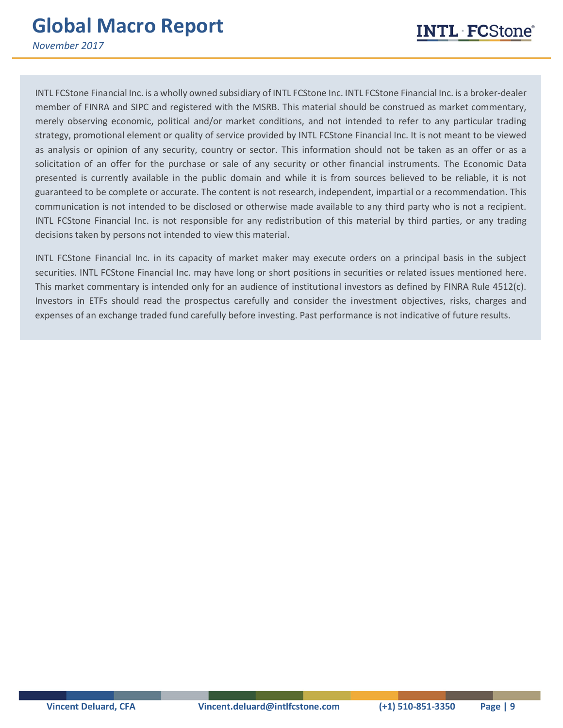INTL FCStone Financial Inc. is a wholly owned subsidiary of INTL FCStone Inc. INTL FCStone Financial Inc. is a broker-dealer member of FINRA and SIPC and registered with the MSRB. This material should be construed as market commentary, merely observing economic, political and/or market conditions, and not intended to refer to any particular trading strategy, promotional element or quality of service provided by INTL FCStone Financial Inc. It is not meant to be viewed as analysis or opinion of any security, country or sector. This information should not be taken as an offer or as a solicitation of an offer for the purchase or sale of any security or other financial instruments. The Economic Data presented is currently available in the public domain and while it is from sources believed to be reliable, it is not guaranteed to be complete or accurate. The content is not research, independent, impartial or a recommendation. This communication is not intended to be disclosed or otherwise made available to any third party who is not a recipient. INTL FCStone Financial Inc. is not responsible for any redistribution of this material by third parties, or any trading decisions taken by persons not intended to view this material.

INTL FCStone Financial Inc. in its capacity of market maker may execute orders on a principal basis in the subject securities. INTL FCStone Financial Inc. may have long or short positions in securities or related issues mentioned here. This market commentary is intended only for an audience of institutional investors as defined by FINRA Rule 4512(c). Investors in ETFs should read the prospectus carefully and consider the investment objectives, risks, charges and expenses of an exchange traded fund carefully before investing. Past performance is not indicative of future results.